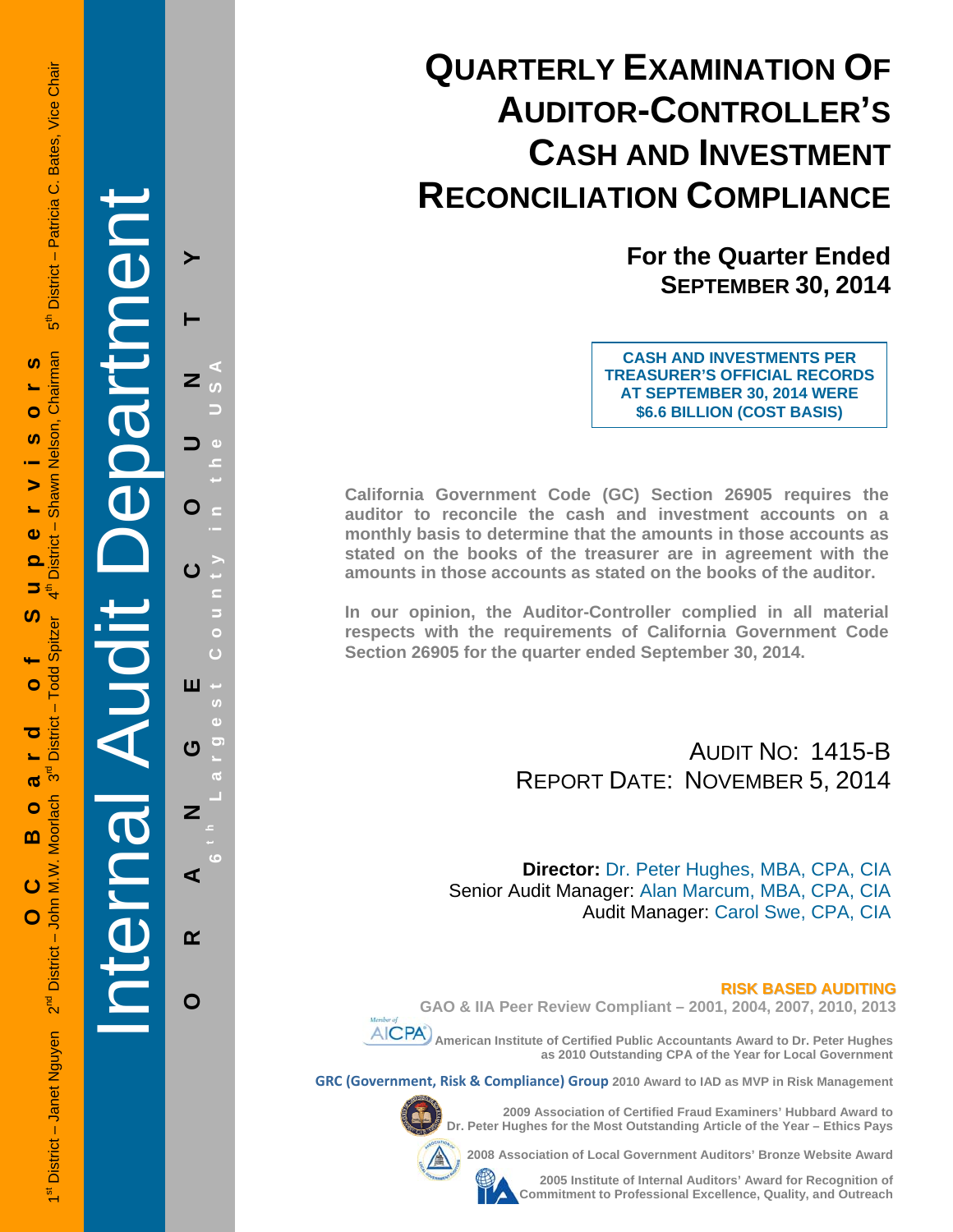OC Board of Supervisors

1st District – Janet Nguyen  2nd District – John M.W. Moorlach  3rd District – Todd Spitzer  4th District – Shawn Nelson, Chairman  5th District – Patricia C. Bates, Vice Chair

Internal Audit Department

ORANGE COUNTY

6th Largest County in the USA

# QUARTERLY EXAMINATION OF AUDITOR-CONTROLLER'S CASH AND INVESTMENT RECONCILIATION COMPLIANCE

## For the Quarter Ended SEPTEMBER 30, 2014

**CASH AND INVESTMENTS PER TREASURER'S OFFICIAL RECORDS AT SEPTEMBER 30, 2014 WERE $6.6 BILLION (COST BASIS)**

**California Government Code (GC) Section 26905 requires the auditor to reconcile the cash and investment accounts on a monthly basis to determine that the amounts in those accounts as stated on the books of the treasurer are in agreement with the amounts in those accounts as stated on the books of the auditor.**

**In our opinion, the Auditor-Controller complied in all material respects with the requirements of California Government Code Section 26905 for the quarter ended September 30, 2014.**

AUDIT NO: 1415-B
REPORT DATE: NOVEMBER 5, 2014

**Director:** Dr. Peter Hughes, MBA, CPA, CIA
Senior Audit Manager: Alan Marcum, MBA, CPA, CIA
Audit Manager: Carol Swe, CPA, CIA

**RISK BASED AUDITING**

**GAO & IIA Peer Review Compliant – 2001, 2004, 2007, 2010, 2013**

Member of AICPA

**American Institute of Certified Public Accountants Award to Dr. Peter Hughes as 2010 Outstanding CPA of the Year for Local Government**

**GRC (Government, Risk & Compliance) Group 2010 Award to IAD as MVP in Risk Management**

**2009 Association of Certified Fraud Examiners' Hubbard Award to Dr. Peter Hughes for the Most Outstanding Article of the Year – Ethics Pays**

**2008 Association of Local Government Auditors' Bronze Website Award**

**2005 Institute of Internal Auditors' Award for Recognition of Commitment to Professional Excellence, Quality, and Outreach**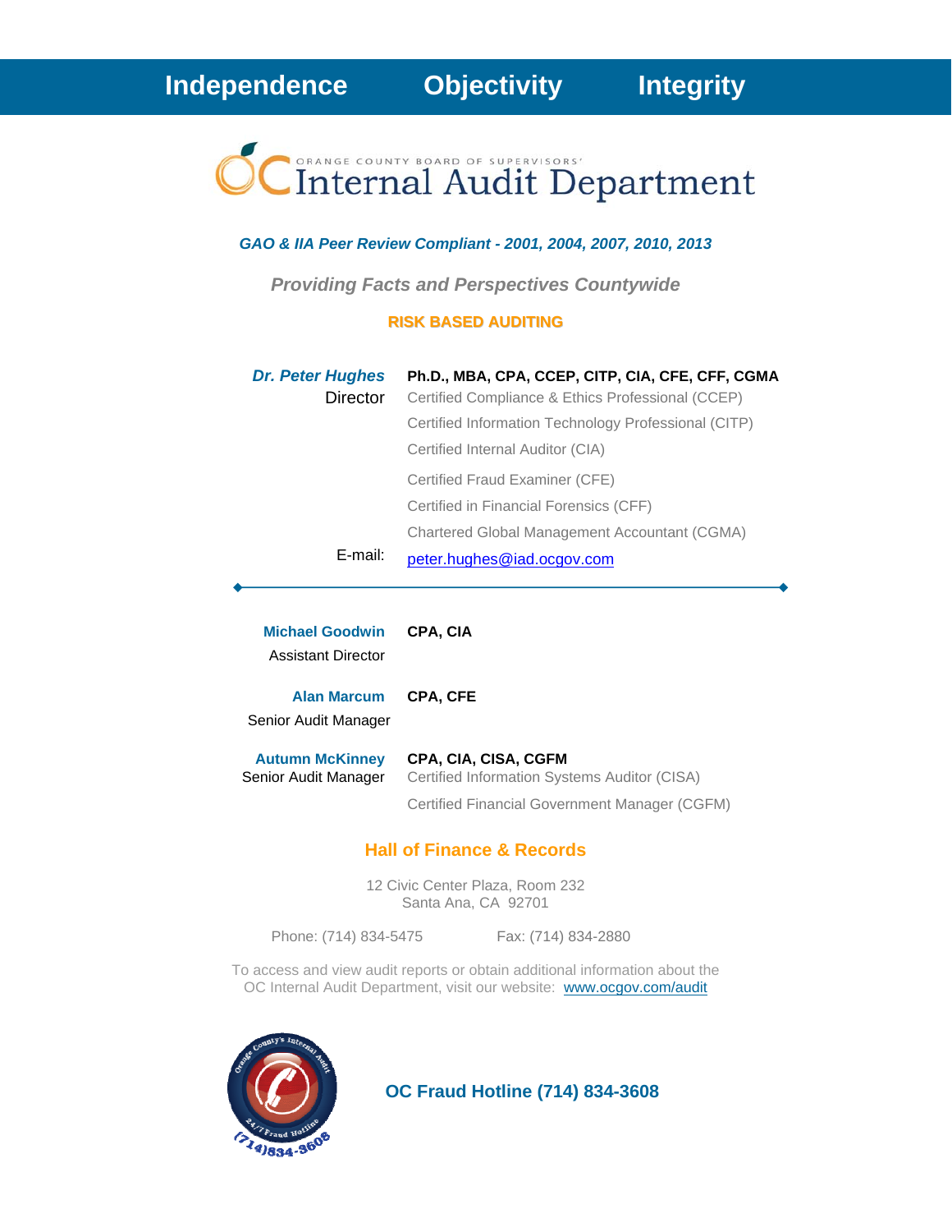**Independence    Objectivity    Integrity**

# ORANGE COUNTY BOARD OF SUPERVISORS' Internal Audit Department

***GAO & IIA Peer Review Compliant - 2001, 2004, 2007, 2010, 2013***

***Providing Facts and Perspectives Countywide***

**RISK BASED AUDITING**

***Dr. Peter Hughes*** — **Ph.D., MBA, CPA, CCEP, CITP, CIA, CFE, CFF, CGMA**
Director

- Certified Compliance & Ethics Professional (CCEP)
- Certified Information Technology Professional (CITP)
- Certified Internal Auditor (CIA)
- Certified Fraud Examiner (CFE)
- Certified in Financial Forensics (CFF)
- Chartered Global Management Accountant (CGMA)

E-mail: peter.hughes@iad.ocgov.com

---

**Michael Goodwin** — **CPA, CIA**
Assistant Director

**Alan Marcum** — **CPA, CFE**
Senior Audit Manager

**Autumn McKinney** — **CPA, CIA, CISA, CGFM**
Senior Audit Manager

- Certified Information Systems Auditor (CISA)
- Certified Financial Government Manager (CGFM)

## Hall of Finance & Records

12 Civic Center Plaza, Room 232
Santa Ana, CA 92701

Phone: (714) 834-5475    Fax: (714) 834-2880

To access and view audit reports or obtain additional information about the OC Internal Audit Department, visit our website: www.ocgov.com/audit

**OC Fraud Hotline (714) 834-3608**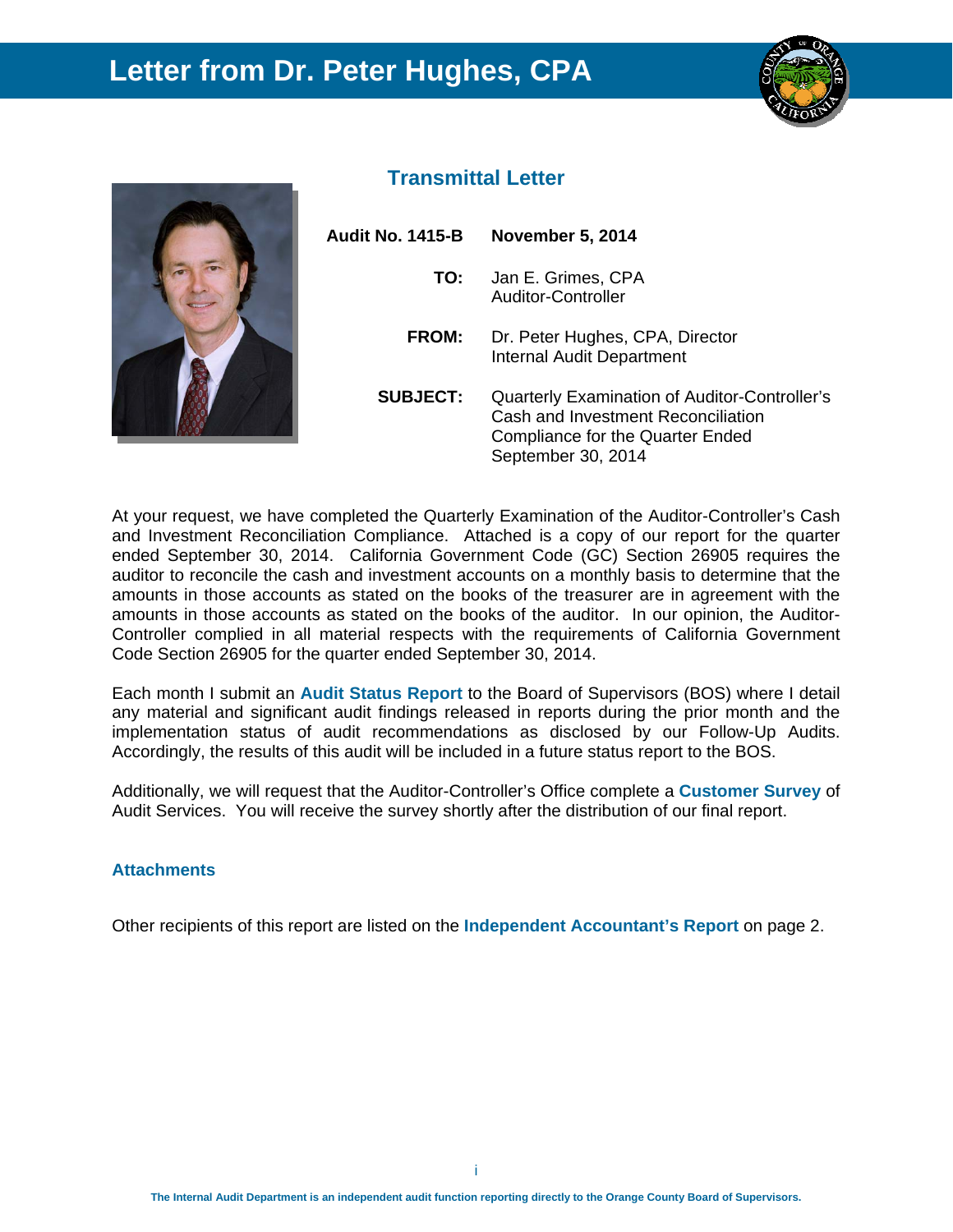# Letter from Dr. Peter Hughes, CPA

## Transmittal Letter

**Audit No. 1415-B** **November 5, 2014**

**TO:** Jan E. Grimes, CPA
Auditor-Controller

**FROM:** Dr. Peter Hughes, CPA, Director
Internal Audit Department

**SUBJECT:** Quarterly Examination of Auditor-Controller's Cash and Investment Reconciliation Compliance for the Quarter Ended September 30, 2014

At your request, we have completed the Quarterly Examination of the Auditor-Controller's Cash and Investment Reconciliation Compliance. Attached is a copy of our report for the quarter ended September 30, 2014. California Government Code (GC) Section 26905 requires the auditor to reconcile the cash and investment accounts on a monthly basis to determine that the amounts in those accounts as stated on the books of the treasurer are in agreement with the amounts in those accounts as stated on the books of the auditor. In our opinion, the Auditor-Controller complied in all material respects with the requirements of California Government Code Section 26905 for the quarter ended September 30, 2014.

Each month I submit an **Audit Status Report** to the Board of Supervisors (BOS) where I detail any material and significant audit findings released in reports during the prior month and the implementation status of audit recommendations as disclosed by our Follow-Up Audits. Accordingly, the results of this audit will be included in a future status report to the BOS.

Additionally, we will request that the Auditor-Controller's Office complete a **Customer Survey** of Audit Services. You will receive the survey shortly after the distribution of our final report.

**Attachments**

Other recipients of this report are listed on the **Independent Accountant's Report** on page 2.

The Internal Audit Department is an independent audit function reporting directly to the Orange County Board of Supervisors.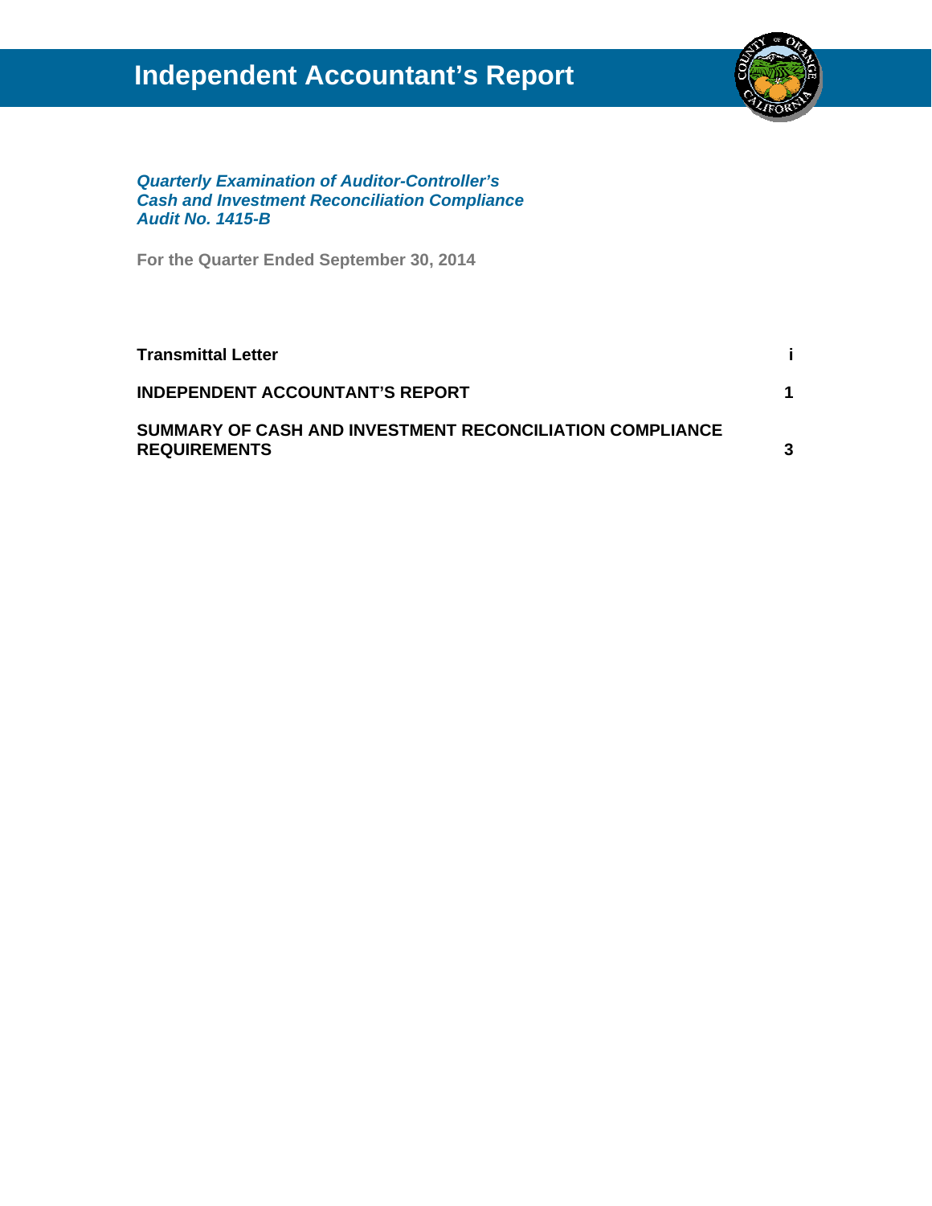# Independent Accountant's Report

***Quarterly Examination of Auditor-Controller's***
***Cash and Investment Reconciliation Compliance***
***Audit No. 1415-B***

**For the Quarter Ended September 30, 2014**

| | |
|---|---|
| **Transmittal Letter** | **i** |
| **INDEPENDENT ACCOUNTANT'S REPORT** | **1** |
| **SUMMARY OF CASH AND INVESTMENT RECONCILIATION COMPLIANCE REQUIREMENTS** | **3** |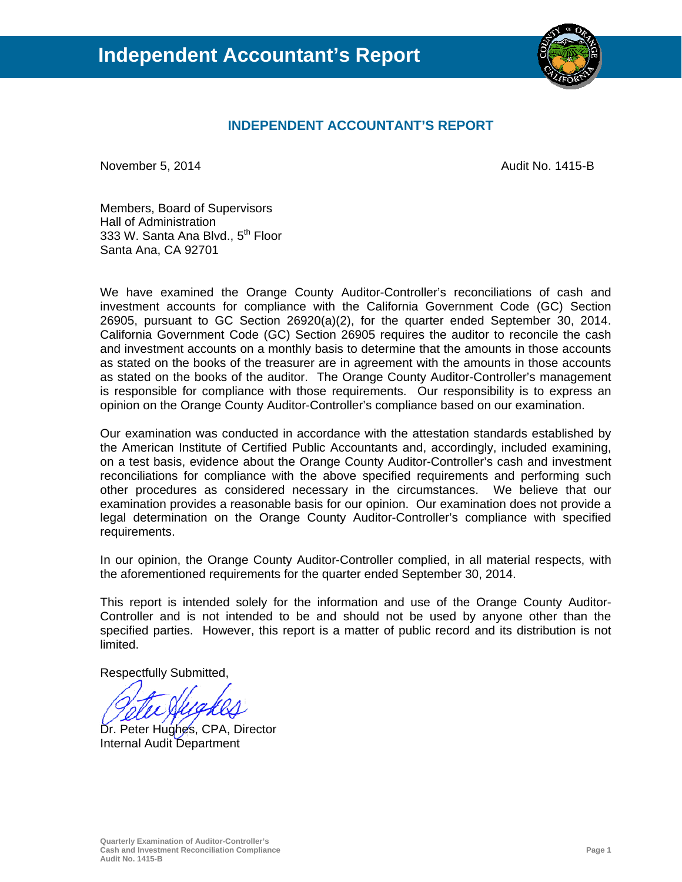# Independent Accountant's Report

## INDEPENDENT ACCOUNTANT'S REPORT

November 5, 2014 Audit No. 1415-B

Members, Board of Supervisors
Hall of Administration
333 W. Santa Ana Blvd., 5th Floor
Santa Ana, CA 92701

We have examined the Orange County Auditor-Controller's reconciliations of cash and investment accounts for compliance with the California Government Code (GC) Section 26905, pursuant to GC Section 26920(a)(2), for the quarter ended September 30, 2014. California Government Code (GC) Section 26905 requires the auditor to reconcile the cash and investment accounts on a monthly basis to determine that the amounts in those accounts as stated on the books of the treasurer are in agreement with the amounts in those accounts as stated on the books of the auditor. The Orange County Auditor-Controller's management is responsible for compliance with those requirements. Our responsibility is to express an opinion on the Orange County Auditor-Controller's compliance based on our examination.

Our examination was conducted in accordance with the attestation standards established by the American Institute of Certified Public Accountants and, accordingly, included examining, on a test basis, evidence about the Orange County Auditor-Controller's cash and investment reconciliations for compliance with the above specified requirements and performing such other procedures as considered necessary in the circumstances. We believe that our examination provides a reasonable basis for our opinion. Our examination does not provide a legal determination on the Orange County Auditor-Controller's compliance with specified requirements.

In our opinion, the Orange County Auditor-Controller complied, in all material respects, with the aforementioned requirements for the quarter ended September 30, 2014.

This report is intended solely for the information and use of the Orange County Auditor-Controller and is not intended to be and should not be used by anyone other than the specified parties. However, this report is a matter of public record and its distribution is not limited.

Respectfully Submitted,

Dr. Peter Hughes, CPA, Director
Internal Audit Department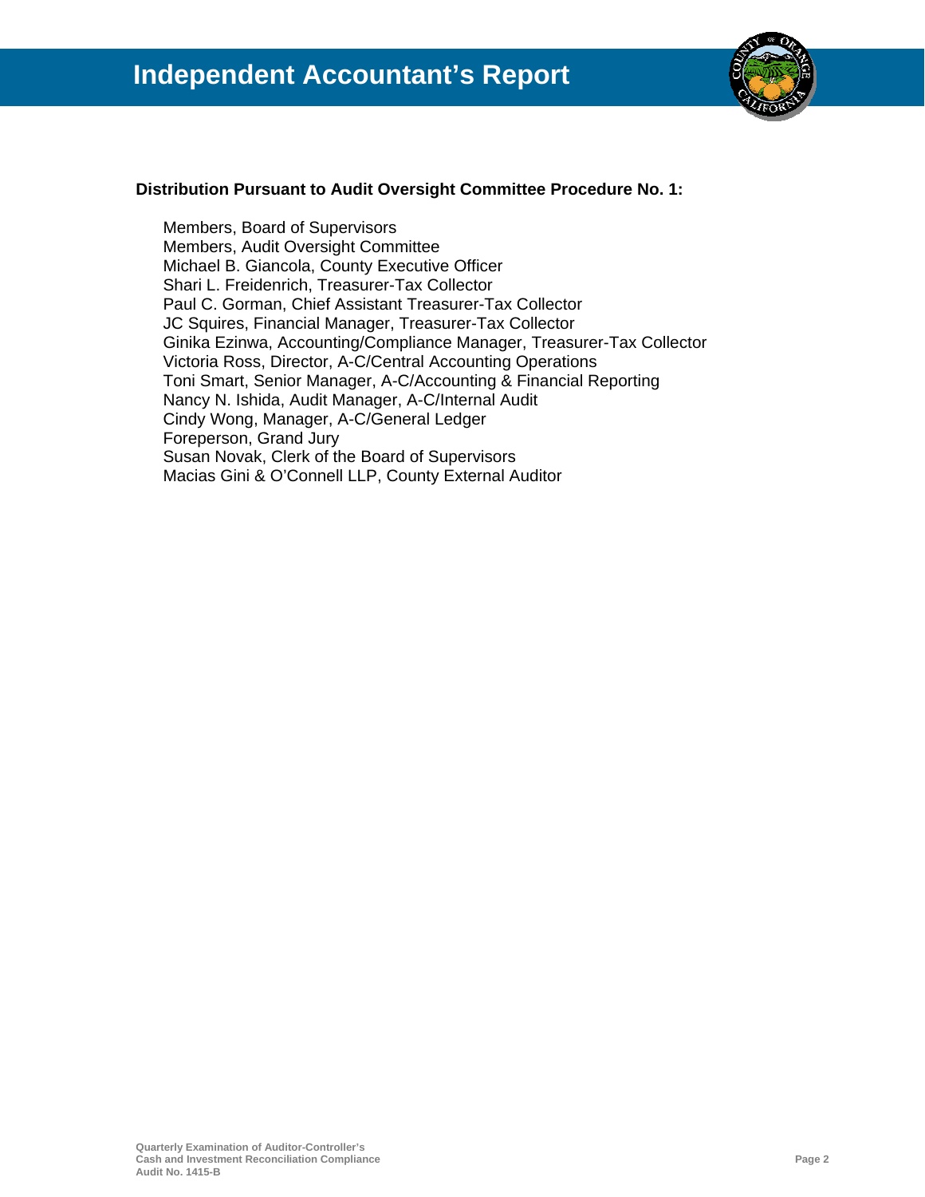# Independent Accountant's Report

**Distribution Pursuant to Audit Oversight Committee Procedure No. 1:**

Members, Board of Supervisors
Members, Audit Oversight Committee
Michael B. Giancola, County Executive Officer
Shari L. Freidenrich, Treasurer-Tax Collector
Paul C. Gorman, Chief Assistant Treasurer-Tax Collector
JC Squires, Financial Manager, Treasurer-Tax Collector
Ginika Ezinwa, Accounting/Compliance Manager, Treasurer-Tax Collector
Victoria Ross, Director, A-C/Central Accounting Operations
Toni Smart, Senior Manager, A-C/Accounting & Financial Reporting
Nancy N. Ishida, Audit Manager, A-C/Internal Audit
Cindy Wong, Manager, A-C/General Ledger
Foreperson, Grand Jury
Susan Novak, Clerk of the Board of Supervisors
Macias Gini & O'Connell LLP, County External Auditor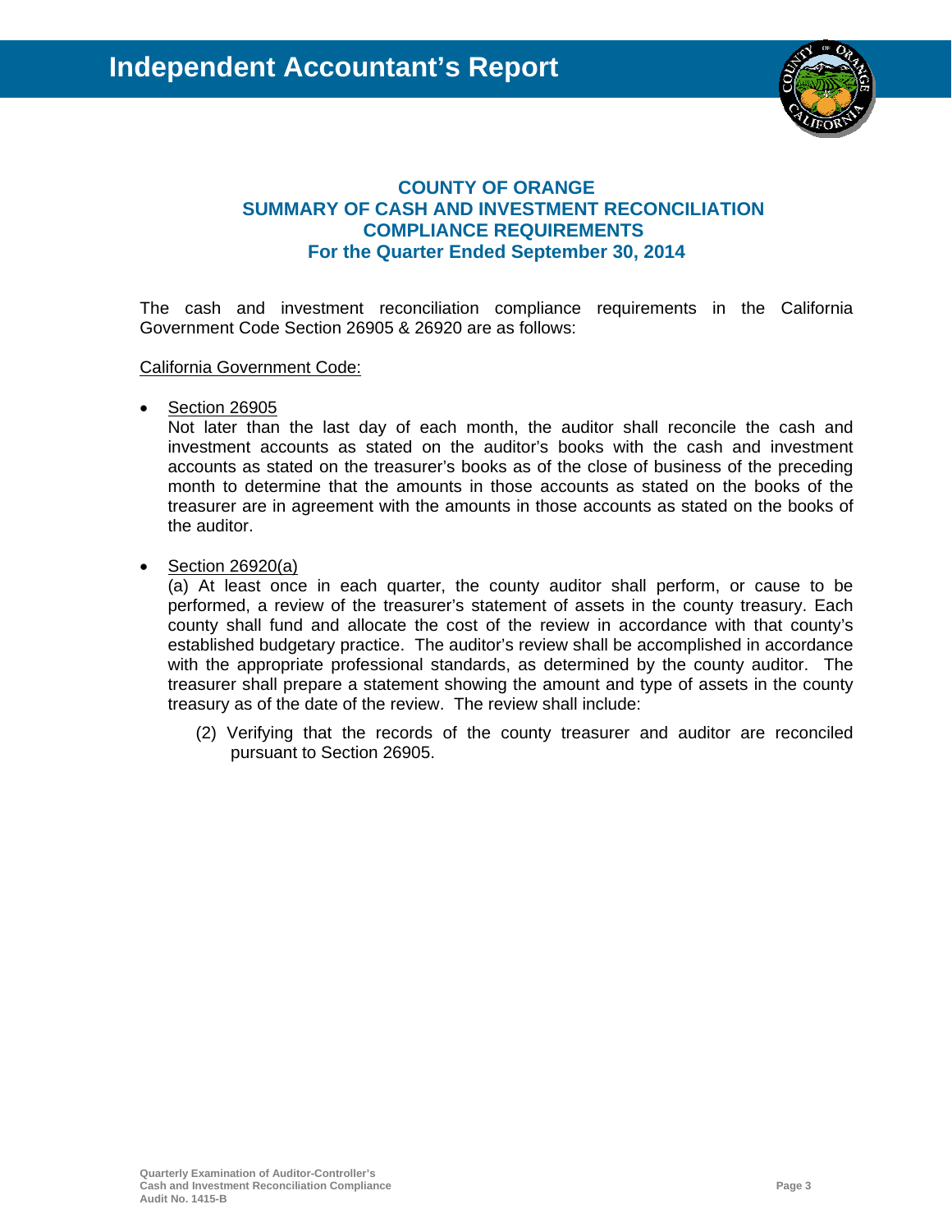# Independent Accountant's Report

## COUNTY OF ORANGE
## SUMMARY OF CASH AND INVESTMENT RECONCILIATION COMPLIANCE REQUIREMENTS
## For the Quarter Ended September 30, 2014

The cash and investment reconciliation compliance requirements in the California Government Code Section 26905 & 26920 are as follows:

California Government Code:

- Section 26905
  Not later than the last day of each month, the auditor shall reconcile the cash and investment accounts as stated on the auditor's books with the cash and investment accounts as stated on the treasurer's books as of the close of business of the preceding month to determine that the amounts in those accounts as stated on the books of the treasurer are in agreement with the amounts in those accounts as stated on the books of the auditor.

- Section 26920(a)
  (a) At least once in each quarter, the county auditor shall perform, or cause to be performed, a review of the treasurer's statement of assets in the county treasury. Each county shall fund and allocate the cost of the review in accordance with that county's established budgetary practice. The auditor's review shall be accomplished in accordance with the appropriate professional standards, as determined by the county auditor. The treasurer shall prepare a statement showing the amount and type of assets in the county treasury as of the date of the review. The review shall include:

  (2) Verifying that the records of the county treasurer and auditor are reconciled pursuant to Section 26905.